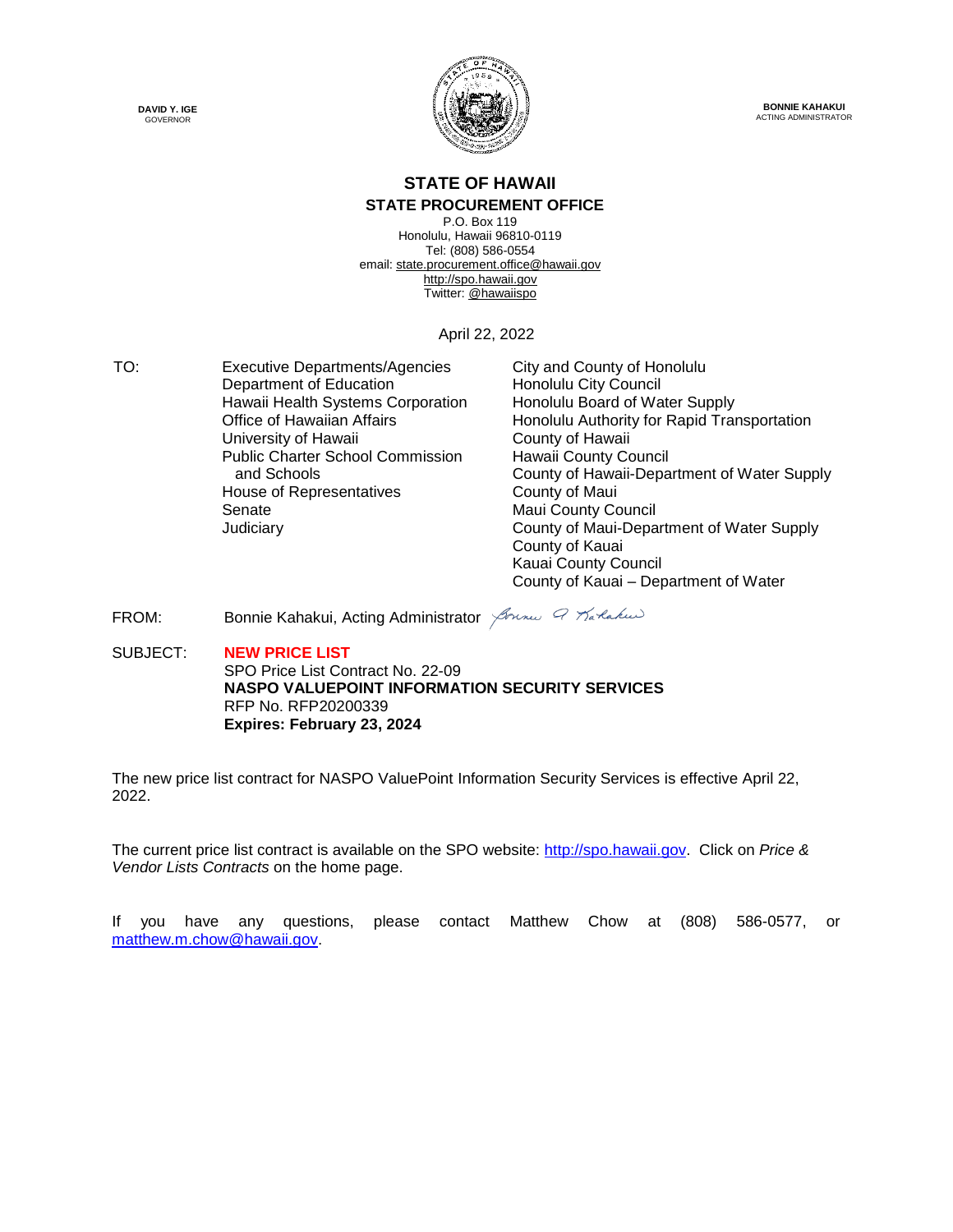**DAVID Y. IGE**
GOVERNOR

**BONNIE KAHAKUI**
ACTING ADMINISTRATOR

# STATE OF HAWAII

## STATE PROCUREMENT OFFICE

P.O. Box 119
Honolulu, Hawaii 96810-0119
Tel: (808) 586-0554
email: state.procurement.office@hawaii.gov
http://spo.hawaii.gov
Twitter: @hawaiispo

April 22, 2022

TO:

Executive Departments/Agencies
Department of Education
Hawaii Health Systems Corporation
Office of Hawaiian Affairs
University of Hawaii
Public Charter School Commission and Schools
House of Representatives
Senate
Judiciary

City and County of Honolulu
Honolulu City Council
Honolulu Board of Water Supply
Honolulu Authority for Rapid Transportation
County of Hawaii
Hawaii County Council
County of Hawaii-Department of Water Supply
County of Maui
Maui County Council
County of Maui-Department of Water Supply
County of Kauai
Kauai County Council
County of Kauai – Department of Water

FROM: Bonnie Kahakui, Acting Administrator

SUBJECT: **NEW PRICE LIST**
SPO Price List Contract No. 22-09
**NASPO VALUEPOINT INFORMATION SECURITY SERVICES**
RFP No. RFP20200339
**Expires: February 23, 2024**

The new price list contract for NASPO ValuePoint Information Security Services is effective April 22, 2022.

The current price list contract is available on the SPO website: http://spo.hawaii.gov. Click on *Price & Vendor Lists Contracts* on the home page.

If you have any questions, please contact Matthew Chow at (808) 586-0577, or matthew.m.chow@hawaii.gov.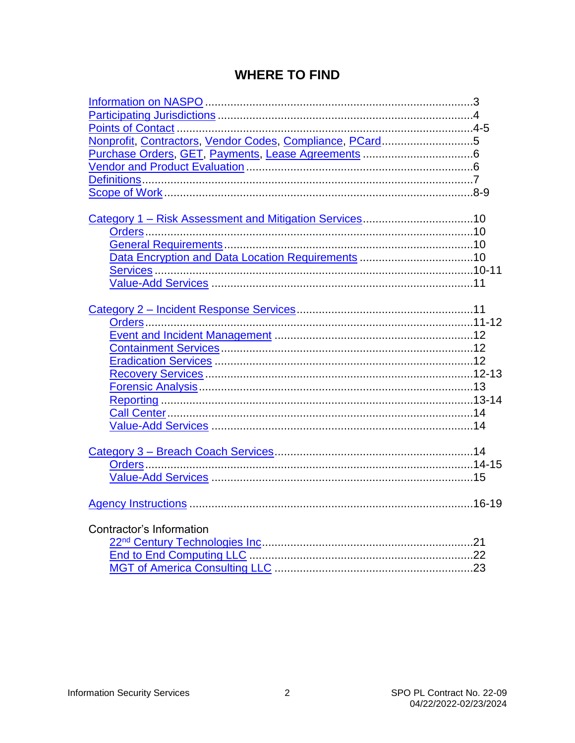# WHERE TO FIND

Information on NASPO .....................................................................................3
Participating Jurisdictions .................................................................................4
Points of Contact .............................................................................................4-5
Nonprofit, Contractors, Vendor Codes, Compliance, PCard............................5
Purchase Orders, GET, Payments, Lease Agreements ...................................6
Vendor and Product Evaluation .......................................................................6
Definitions.........................................................................................................7
Scope of Work ................................................................................................8-9

Category 1 – Risk Assessment and Mitigation Services...................................10
- Orders.......................................................................................................10
- General Requirements..............................................................................10
- Data Encryption and Data Location Requirements ...................................10
- Services ................................................................................................10-11
- Value-Add Services ..................................................................................11

Category 2 – Incident Response Services........................................................11
- Orders....................................................................................................11-12
- Event and Incident Management ..............................................................12
- Containment Services...............................................................................12
- Eradication Services ................................................................................12
- Recovery Services ................................................................................12-13
- Forensic Analysis......................................................................................13
- Reporting ...............................................................................................13-14
- Call Center................................................................................................14
- Value-Add Services ..................................................................................14

Category 3 – Breach Coach Services...............................................................14
- Orders....................................................................................................14-15
- Value-Add Services ..................................................................................15

Agency Instructions .......................................................................................16-19

Contractor's Information
- 22nd Century Technologies Inc..................................................................21
- End to End Computing LLC ......................................................................22
- MGT of America Consulting LLC ..............................................................23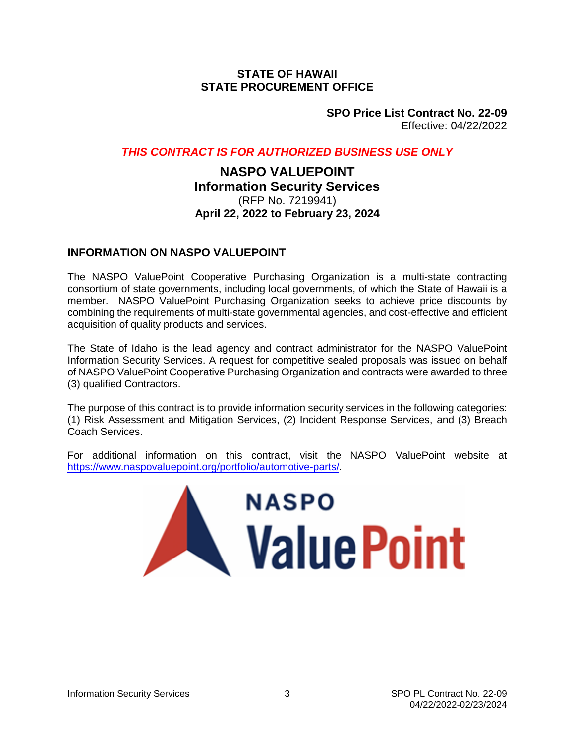**STATE OF HAWAII**
**STATE PROCUREMENT OFFICE**

**SPO Price List Contract No. 22-09**
Effective: 04/22/2022

***THIS CONTRACT IS FOR AUTHORIZED BUSINESS USE ONLY***

# NASPO VALUEPOINT
## Information Security Services
(RFP No. 7219941)
**April 22, 2022 to February 23, 2024**

## INFORMATION ON NASPO VALUEPOINT

The NASPO ValuePoint Cooperative Purchasing Organization is a multi-state contracting consortium of state governments, including local governments, of which the State of Hawaii is a member. NASPO ValuePoint Purchasing Organization seeks to achieve price discounts by combining the requirements of multi-state governmental agencies, and cost-effective and efficient acquisition of quality products and services.

The State of Idaho is the lead agency and contract administrator for the NASPO ValuePoint Information Security Services. A request for competitive sealed proposals was issued on behalf of NASPO ValuePoint Cooperative Purchasing Organization and contracts were awarded to three (3) qualified Contractors.

The purpose of this contract is to provide information security services in the following categories: (1) Risk Assessment and Mitigation Services, (2) Incident Response Services, and (3) Breach Coach Services.

For additional information on this contract, visit the NASPO ValuePoint website at https://www.naspovaluepoint.org/portfolio/automotive-parts/.

NASPO ValuePoint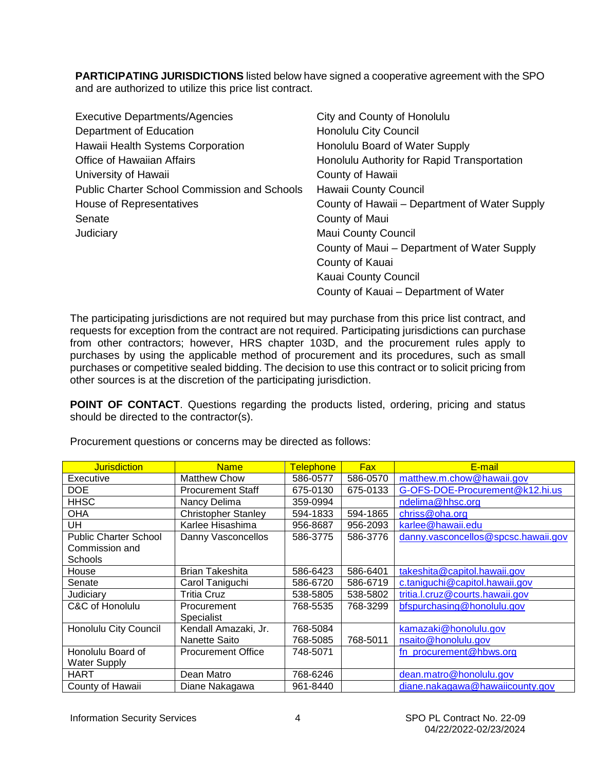**PARTICIPATING JURISDICTIONS** listed below have signed a cooperative agreement with the SPO and are authorized to utilize this price list contract.

- Executive Departments/Agencies
- Department of Education
- Hawaii Health Systems Corporation
- Office of Hawaiian Affairs
- University of Hawaii
- Public Charter School Commission and Schools
- House of Representatives
- Senate
- Judiciary
- City and County of Honolulu
- Honolulu City Council
- Honolulu Board of Water Supply
- Honolulu Authority for Rapid Transportation
- County of Hawaii
- Hawaii County Council
- County of Hawaii – Department of Water Supply
- County of Maui
- Maui County Council
- County of Maui – Department of Water Supply
- County of Kauai
- Kauai County Council
- County of Kauai – Department of Water

The participating jurisdictions are not required but may purchase from this price list contract, and requests for exception from the contract are not required. Participating jurisdictions can purchase from other contractors; however, HRS chapter 103D, and the procurement rules apply to purchases by using the applicable method of procurement and its procedures, such as small purchases or competitive sealed bidding. The decision to use this contract or to solicit pricing from other sources is at the discretion of the participating jurisdiction.

**POINT OF CONTACT**. Questions regarding the products listed, ordering, pricing and status should be directed to the contractor(s).

Procurement questions or concerns may be directed as follows:

| Jurisdiction | Name | Telephone | Fax | E-mail |
|---|---|---|---|---|
| Executive | Matthew Chow | 586-0577 | 586-0570 | matthew.m.chow@hawaii.gov |
| DOE | Procurement Staff | 675-0130 | 675-0133 | G-OFS-DOE-Procurement@k12.hi.us |
| HHSC | Nancy Delima | 359-0994 | | ndelima@hhsc.org |
| OHA | Christopher Stanley | 594-1833 | 594-1865 | chriss@oha.org |
| UH | Karlee Hisashima | 956-8687 | 956-2093 | karlee@hawaii.edu |
| Public Charter School Commission and Schools | Danny Vasconcellos | 586-3775 | 586-3776 | danny.vasconcellos@spcsc.hawaii.gov |
| House | Brian Takeshita | 586-6423 | 586-6401 | takeshita@capitol.hawaii.gov |
| Senate | Carol Taniguchi | 586-6720 | 586-6719 | c.taniguchi@capitol.hawaii.gov |
| Judiciary | Tritia Cruz | 538-5805 | 538-5802 | tritia.l.cruz@courts.hawaii.gov |
| C&C of Honolulu | Procurement Specialist | 768-5535 | 768-3299 | bfspurchasing@honolulu.gov |
| Honolulu City Council | Kendall Amazaki, Jr.<br>Nanette Saito | 768-5084<br>768-5085 | 768-5011 | kamazaki@honolulu.gov<br>nsaito@honolulu.gov |
| Honolulu Board of Water Supply | Procurement Office | 748-5071 | | fn_procurement@hbws.org |
| HART | Dean Matro | 768-6246 | | dean.matro@honolulu.gov |
| County of Hawaii | Diane Nakagawa | 961-8440 | | diane.nakagawa@hawaiicounty.gov |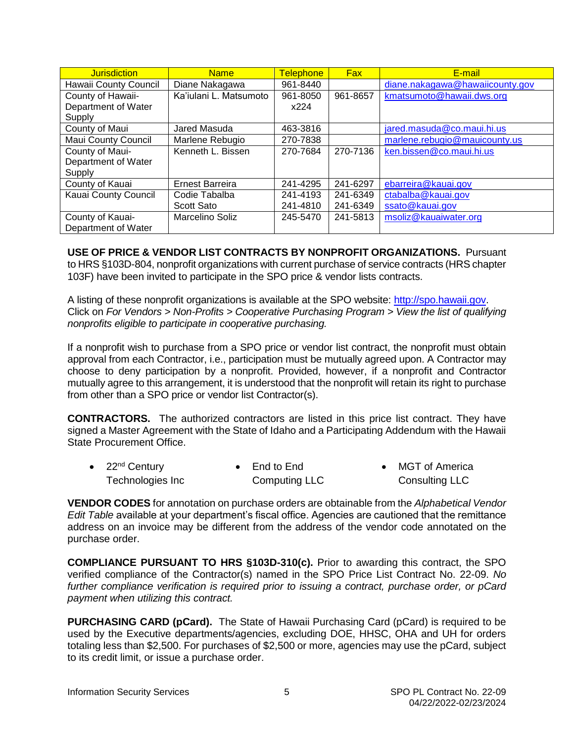| Jurisdiction | Name | Telephone | Fax | E-mail |
|---|---|---|---|---|
| Hawaii County Council | Diane Nakagawa | 961-8440 | | diane.nakagawa@hawaiicounty.gov |
| County of Hawaii-Department of Water Supply | Ka'iulani L. Matsumoto | 961-8050 x224 | 961-8657 | kmatsumoto@hawaii.dws.org |
| County of Maui | Jared Masuda | 463-3816 | | jared.masuda@co.maui.hi.us |
| Maui County Council | Marlene Rebugio | 270-7838 | | marlene.rebugio@mauicounty.us |
| County of Maui-Department of Water Supply | Kenneth L. Bissen | 270-7684 | 270-7136 | ken.bissen@co.maui.hi.us |
| County of Kauai | Ernest Barreira | 241-4295 | 241-6297 | ebarreira@kauai.gov |
| Kauai County Council | Codie Tabalba<br>Scott Sato | 241-4193<br>241-4810 | 241-6349<br>241-6349 | ctabalba@kauai.gov<br>ssato@kauai.gov |
| County of Kauai-Department of Water | Marcelino Soliz | 245-5470 | 241-5813 | msoliz@kauaiwater.org |

**USE OF PRICE & VENDOR LIST CONTRACTS BY NONPROFIT ORGANIZATIONS.** Pursuant to HRS §103D-804, nonprofit organizations with current purchase of service contracts (HRS chapter 103F) have been invited to participate in the SPO price & vendor lists contracts.

A listing of these nonprofit organizations is available at the SPO website: http://spo.hawaii.gov. Click on *For Vendors > Non-Profits > Cooperative Purchasing Program > View the list of qualifying nonprofits eligible to participate in cooperative purchasing.*

If a nonprofit wish to purchase from a SPO price or vendor list contract, the nonprofit must obtain approval from each Contractor, i.e., participation must be mutually agreed upon. A Contractor may choose to deny participation by a nonprofit. Provided, however, if a nonprofit and Contractor mutually agree to this arrangement, it is understood that the nonprofit will retain its right to purchase from other than a SPO price or vendor list Contractor(s).

**CONTRACTORS.** The authorized contractors are listed in this price list contract. They have signed a Master Agreement with the State of Idaho and a Participating Addendum with the Hawaii State Procurement Office.

- 22nd Century Technologies Inc
- End to End Computing LLC
- MGT of America Consulting LLC

**VENDOR CODES** for annotation on purchase orders are obtainable from the *Alphabetical Vendor Edit Table* available at your department's fiscal office. Agencies are cautioned that the remittance address on an invoice may be different from the address of the vendor code annotated on the purchase order.

**COMPLIANCE PURSUANT TO HRS §103D-310(c).** Prior to awarding this contract, the SPO verified compliance of the Contractor(s) named in the SPO Price List Contract No. 22-09. *No further compliance verification is required prior to issuing a contract, purchase order, or pCard payment when utilizing this contract.*

**PURCHASING CARD (pCard).** The State of Hawaii Purchasing Card (pCard) is required to be used by the Executive departments/agencies, excluding DOE, HHSC, OHA and UH for orders totaling less than $2,500. For purchases of $2,500 or more, agencies may use the pCard, subject to its credit limit, or issue a purchase order.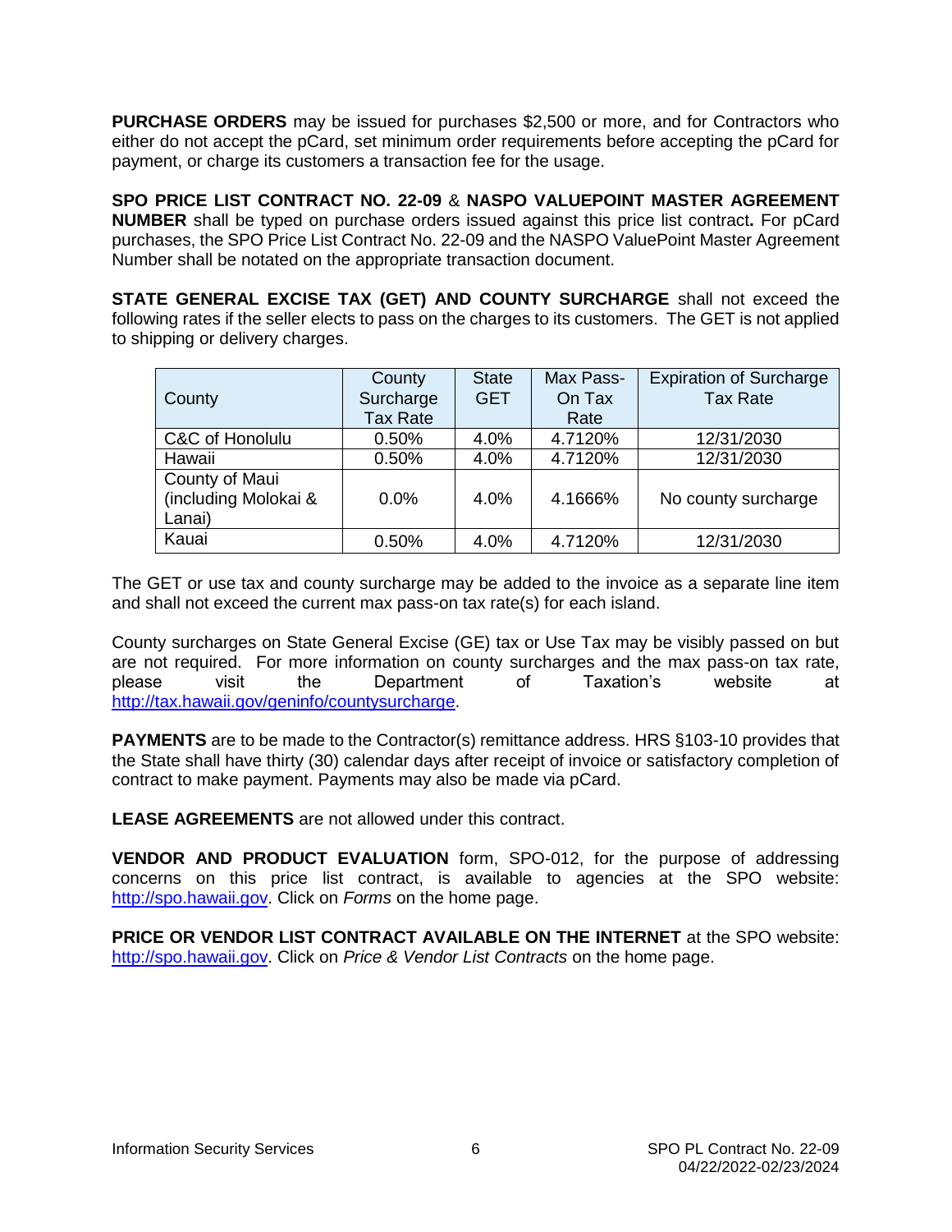**PURCHASE ORDERS** may be issued for purchases $2,500 or more, and for Contractors who either do not accept the pCard, set minimum order requirements before accepting the pCard for payment, or charge its customers a transaction fee for the usage.

**SPO PRICE LIST CONTRACT NO. 22-09** & **NASPO VALUEPOINT MASTER AGREEMENT NUMBER** shall be typed on purchase orders issued against this price list contract**.** For pCard purchases, the SPO Price List Contract No. 22-09 and the NASPO ValuePoint Master Agreement Number shall be notated on the appropriate transaction document.

**STATE GENERAL EXCISE TAX (GET) AND COUNTY SURCHARGE** shall not exceed the following rates if the seller elects to pass on the charges to its customers. The GET is not applied to shipping or delivery charges.

| County | County Surcharge Tax Rate | State GET | Max Pass-On Tax Rate | Expiration of Surcharge Tax Rate |
|---|---|---|---|---|
| C&C of Honolulu | 0.50% | 4.0% | 4.7120% | 12/31/2030 |
| Hawaii | 0.50% | 4.0% | 4.7120% | 12/31/2030 |
| County of Maui (including Molokai & Lanai) | 0.0% | 4.0% | 4.1666% | No county surcharge |
| Kauai | 0.50% | 4.0% | 4.7120% | 12/31/2030 |

The GET or use tax and county surcharge may be added to the invoice as a separate line item and shall not exceed the current max pass-on tax rate(s) for each island.

County surcharges on State General Excise (GE) tax or Use Tax may be visibly passed on but are not required. For more information on county surcharges and the max pass-on tax rate, please visit the Department of Taxation's website at http://tax.hawaii.gov/geninfo/countysurcharge.

**PAYMENTS** are to be made to the Contractor(s) remittance address. HRS §103-10 provides that the State shall have thirty (30) calendar days after receipt of invoice or satisfactory completion of contract to make payment. Payments may also be made via pCard.

**LEASE AGREEMENTS** are not allowed under this contract.

**VENDOR AND PRODUCT EVALUATION** form, SPO-012, for the purpose of addressing concerns on this price list contract, is available to agencies at the SPO website: http://spo.hawaii.gov. Click on *Forms* on the home page.

**PRICE OR VENDOR LIST CONTRACT AVAILABLE ON THE INTERNET** at the SPO website: http://spo.hawaii.gov. Click on *Price & Vendor List Contracts* on the home page.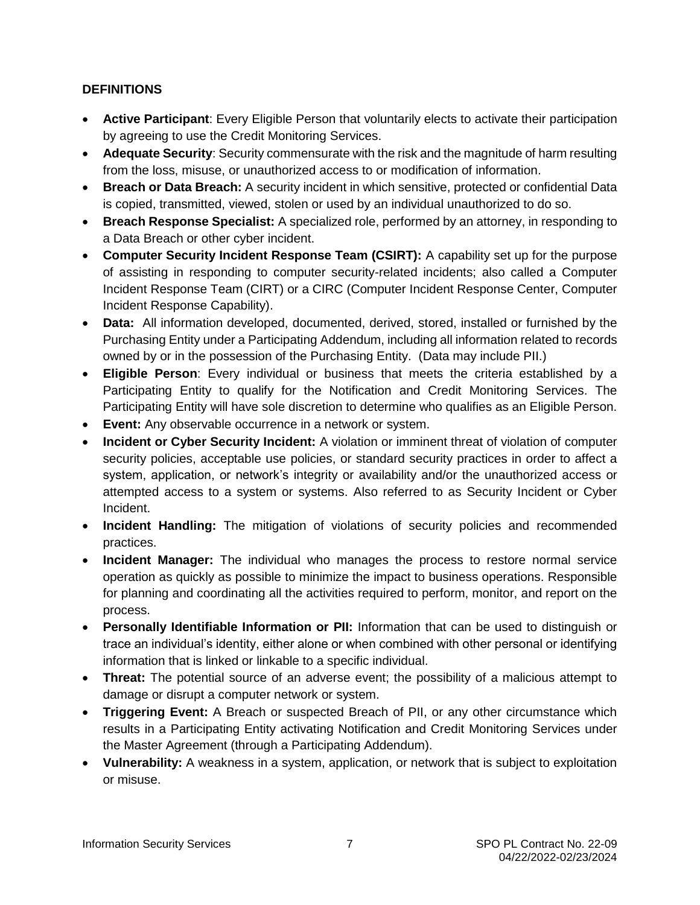**DEFINITIONS**

- **Active Participant**: Every Eligible Person that voluntarily elects to activate their participation by agreeing to use the Credit Monitoring Services.
- **Adequate Security**: Security commensurate with the risk and the magnitude of harm resulting from the loss, misuse, or unauthorized access to or modification of information.
- **Breach or Data Breach:** A security incident in which sensitive, protected or confidential Data is copied, transmitted, viewed, stolen or used by an individual unauthorized to do so.
- **Breach Response Specialist:** A specialized role, performed by an attorney, in responding to a Data Breach or other cyber incident.
- **Computer Security Incident Response Team (CSIRT):** A capability set up for the purpose of assisting in responding to computer security-related incidents; also called a Computer Incident Response Team (CIRT) or a CIRC (Computer Incident Response Center, Computer Incident Response Capability).
- **Data:** All information developed, documented, derived, stored, installed or furnished by the Purchasing Entity under a Participating Addendum, including all information related to records owned by or in the possession of the Purchasing Entity. (Data may include PII.)
- **Eligible Person**: Every individual or business that meets the criteria established by a Participating Entity to qualify for the Notification and Credit Monitoring Services. The Participating Entity will have sole discretion to determine who qualifies as an Eligible Person.
- **Event:** Any observable occurrence in a network or system.
- **Incident or Cyber Security Incident:** A violation or imminent threat of violation of computer security policies, acceptable use policies, or standard security practices in order to affect a system, application, or network's integrity or availability and/or the unauthorized access or attempted access to a system or systems. Also referred to as Security Incident or Cyber Incident.
- **Incident Handling:** The mitigation of violations of security policies and recommended practices.
- **Incident Manager:** The individual who manages the process to restore normal service operation as quickly as possible to minimize the impact to business operations. Responsible for planning and coordinating all the activities required to perform, monitor, and report on the process.
- **Personally Identifiable Information or PII:** Information that can be used to distinguish or trace an individual's identity, either alone or when combined with other personal or identifying information that is linked or linkable to a specific individual.
- **Threat:** The potential source of an adverse event; the possibility of a malicious attempt to damage or disrupt a computer network or system.
- **Triggering Event:** A Breach or suspected Breach of PII, or any other circumstance which results in a Participating Entity activating Notification and Credit Monitoring Services under the Master Agreement (through a Participating Addendum).
- **Vulnerability:** A weakness in a system, application, or network that is subject to exploitation or misuse.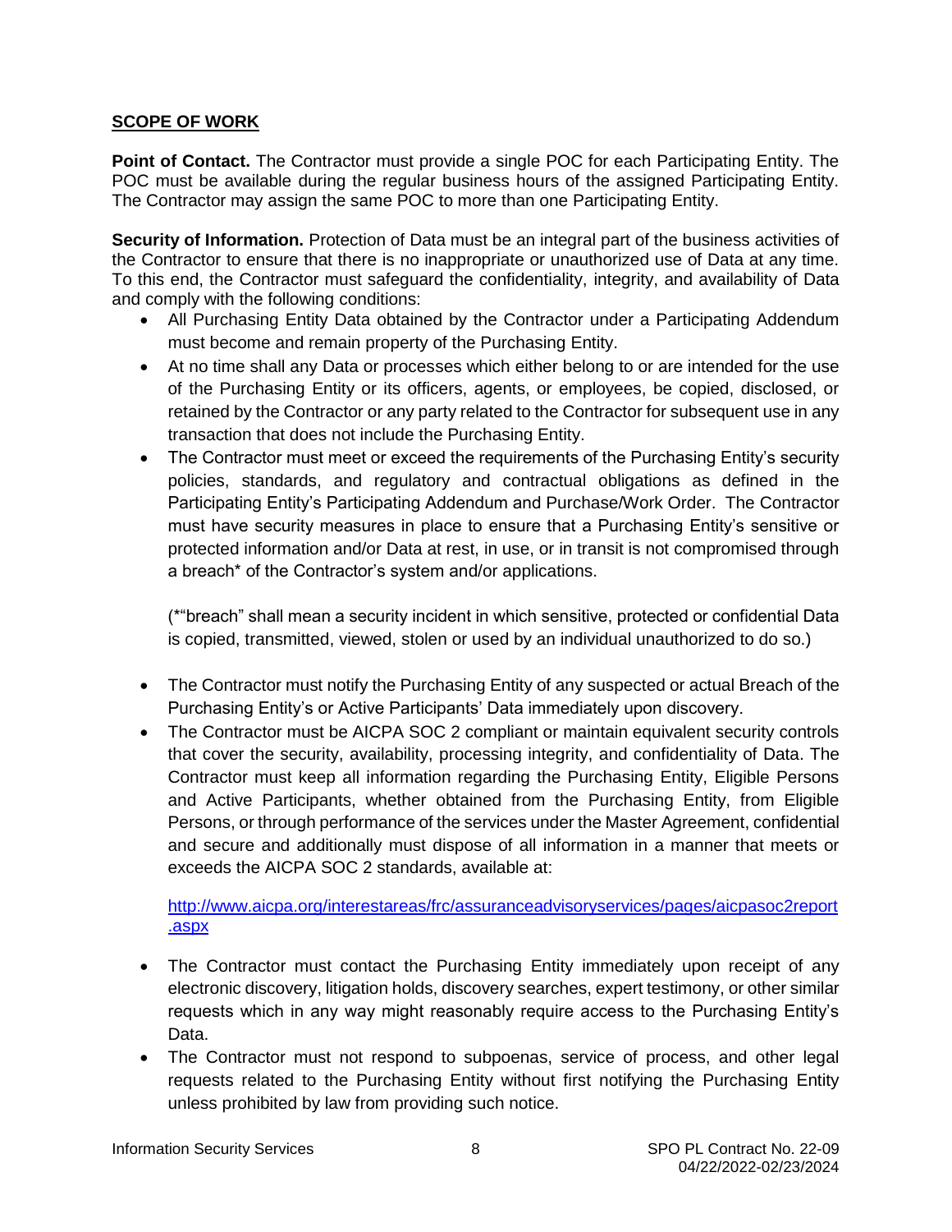## SCOPE OF WORK

**Point of Contact.** The Contractor must provide a single POC for each Participating Entity. The POC must be available during the regular business hours of the assigned Participating Entity. The Contractor may assign the same POC to more than one Participating Entity.

**Security of Information.** Protection of Data must be an integral part of the business activities of the Contractor to ensure that there is no inappropriate or unauthorized use of Data at any time. To this end, the Contractor must safeguard the confidentiality, integrity, and availability of Data and comply with the following conditions:

- All Purchasing Entity Data obtained by the Contractor under a Participating Addendum must become and remain property of the Purchasing Entity.
- At no time shall any Data or processes which either belong to or are intended for the use of the Purchasing Entity or its officers, agents, or employees, be copied, disclosed, or retained by the Contractor or any party related to the Contractor for subsequent use in any transaction that does not include the Purchasing Entity.
- The Contractor must meet or exceed the requirements of the Purchasing Entity's security policies, standards, and regulatory and contractual obligations as defined in the Participating Entity's Participating Addendum and Purchase/Work Order. The Contractor must have security measures in place to ensure that a Purchasing Entity's sensitive or protected information and/or Data at rest, in use, or in transit is not compromised through a breach* of the Contractor's system and/or applications.

  (*"breach" shall mean a security incident in which sensitive, protected or confidential Data is copied, transmitted, viewed, stolen or used by an individual unauthorized to do so.)

- The Contractor must notify the Purchasing Entity of any suspected or actual Breach of the Purchasing Entity's or Active Participants' Data immediately upon discovery.
- The Contractor must be AICPA SOC 2 compliant or maintain equivalent security controls that cover the security, availability, processing integrity, and confidentiality of Data. The Contractor must keep all information regarding the Purchasing Entity, Eligible Persons and Active Participants, whether obtained from the Purchasing Entity, from Eligible Persons, or through performance of the services under the Master Agreement, confidential and secure and additionally must dispose of all information in a manner that meets or exceeds the AICPA SOC 2 standards, available at:

  [http://www.aicpa.org/interestareas/frc/assuranceadvisoryservices/pages/aicpasoc2report.aspx](http://www.aicpa.org/interestareas/frc/assuranceadvisoryservices/pages/aicpasoc2report.aspx)

- The Contractor must contact the Purchasing Entity immediately upon receipt of any electronic discovery, litigation holds, discovery searches, expert testimony, or other similar requests which in any way might reasonably require access to the Purchasing Entity's Data.
- The Contractor must not respond to subpoenas, service of process, and other legal requests related to the Purchasing Entity without first notifying the Purchasing Entity unless prohibited by law from providing such notice.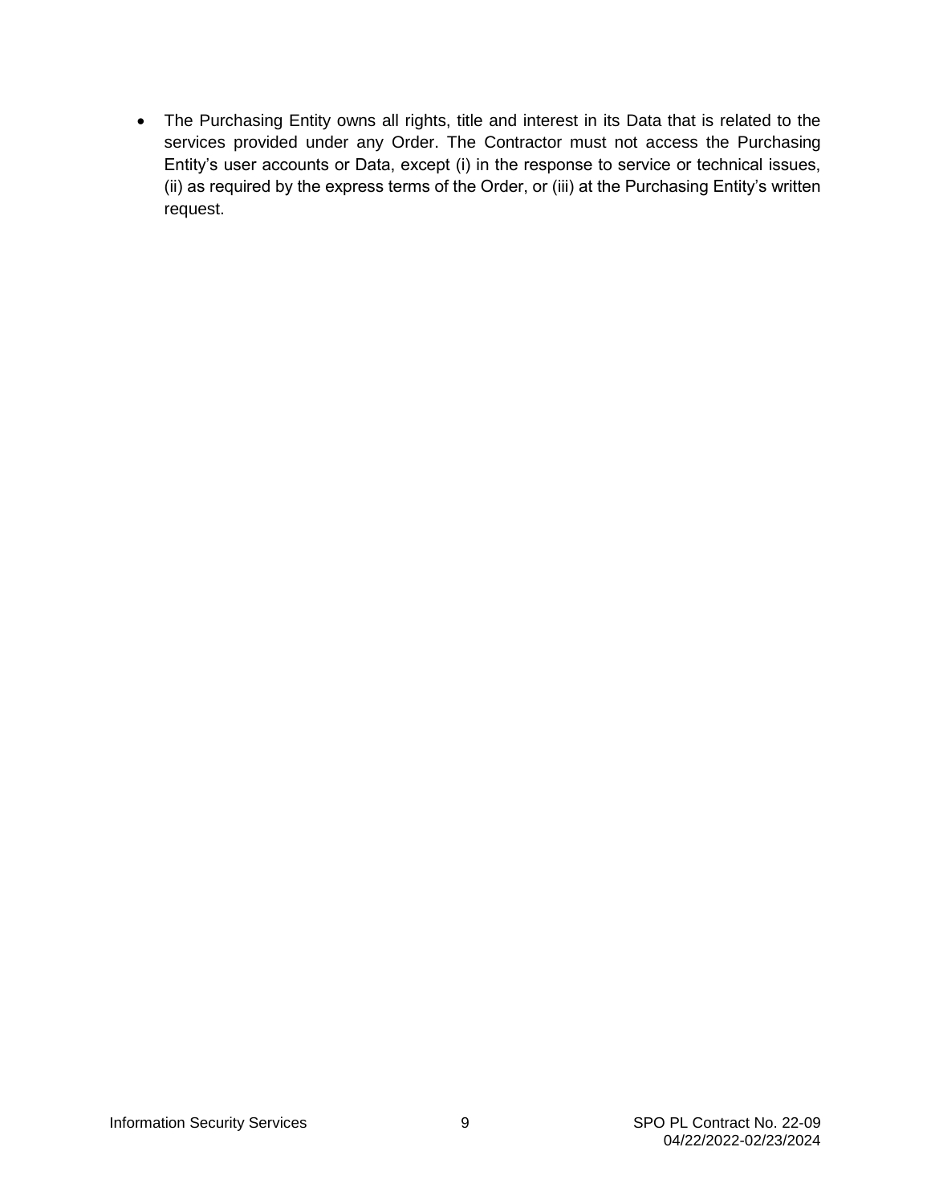- The Purchasing Entity owns all rights, title and interest in its Data that is related to the services provided under any Order. The Contractor must not access the Purchasing Entity's user accounts or Data, except (i) in the response to service or technical issues, (ii) as required by the express terms of the Order, or (iii) at the Purchasing Entity's written request.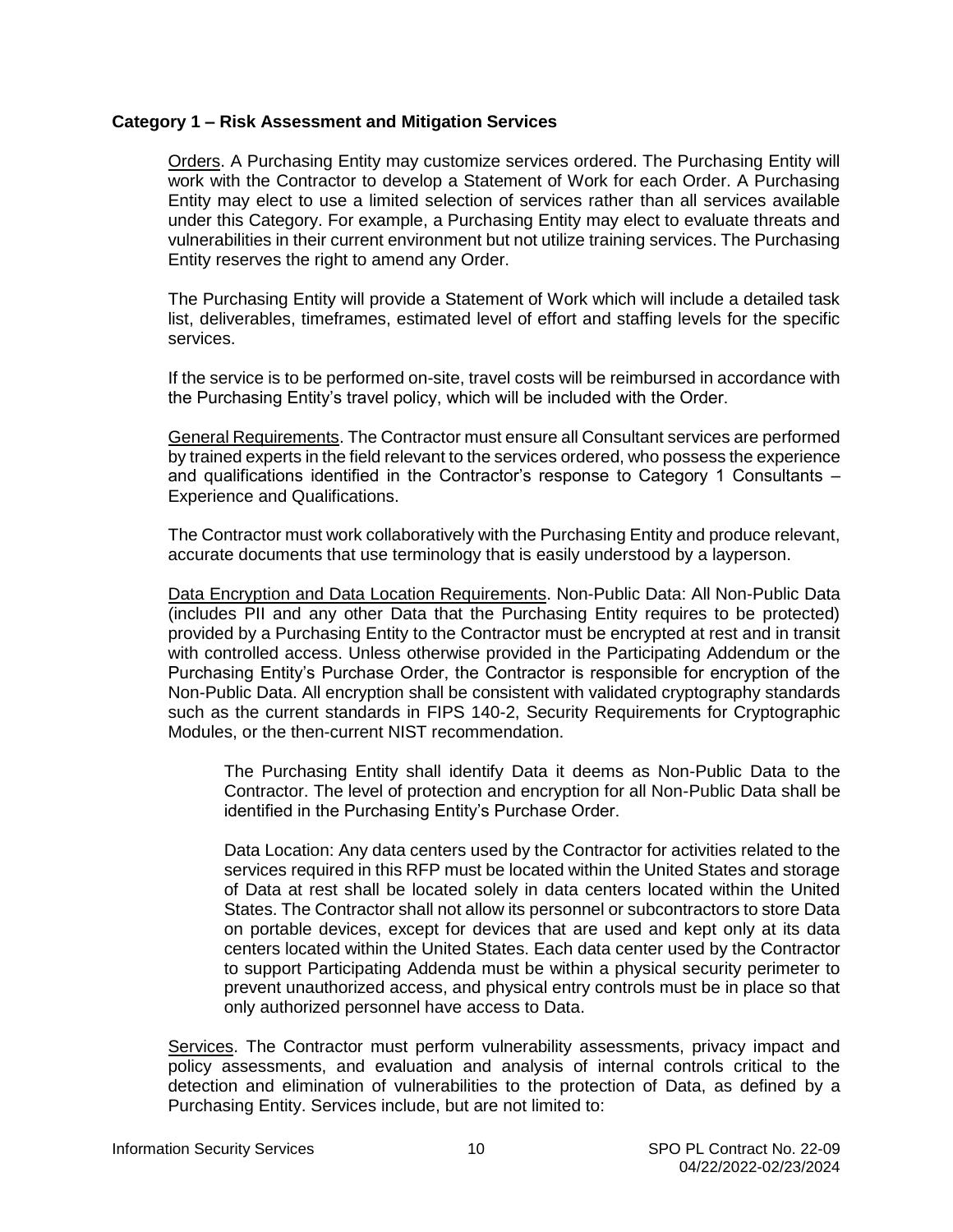**Category 1 – Risk Assessment and Mitigation Services**

Orders. A Purchasing Entity may customize services ordered. The Purchasing Entity will work with the Contractor to develop a Statement of Work for each Order. A Purchasing Entity may elect to use a limited selection of services rather than all services available under this Category. For example, a Purchasing Entity may elect to evaluate threats and vulnerabilities in their current environment but not utilize training services. The Purchasing Entity reserves the right to amend any Order.

The Purchasing Entity will provide a Statement of Work which will include a detailed task list, deliverables, timeframes, estimated level of effort and staffing levels for the specific services.

If the service is to be performed on-site, travel costs will be reimbursed in accordance with the Purchasing Entity's travel policy, which will be included with the Order.

General Requirements. The Contractor must ensure all Consultant services are performed by trained experts in the field relevant to the services ordered, who possess the experience and qualifications identified in the Contractor's response to Category 1 Consultants – Experience and Qualifications.

The Contractor must work collaboratively with the Purchasing Entity and produce relevant, accurate documents that use terminology that is easily understood by a layperson.

Data Encryption and Data Location Requirements. Non-Public Data: All Non-Public Data (includes PII and any other Data that the Purchasing Entity requires to be protected) provided by a Purchasing Entity to the Contractor must be encrypted at rest and in transit with controlled access. Unless otherwise provided in the Participating Addendum or the Purchasing Entity's Purchase Order, the Contractor is responsible for encryption of the Non-Public Data. All encryption shall be consistent with validated cryptography standards such as the current standards in FIPS 140-2, Security Requirements for Cryptographic Modules, or the then-current NIST recommendation.

> The Purchasing Entity shall identify Data it deems as Non-Public Data to the Contractor. The level of protection and encryption for all Non-Public Data shall be identified in the Purchasing Entity's Purchase Order.
>
> Data Location: Any data centers used by the Contractor for activities related to the services required in this RFP must be located within the United States and storage of Data at rest shall be located solely in data centers located within the United States. The Contractor shall not allow its personnel or subcontractors to store Data on portable devices, except for devices that are used and kept only at its data centers located within the United States. Each data center used by the Contractor to support Participating Addenda must be within a physical security perimeter to prevent unauthorized access, and physical entry controls must be in place so that only authorized personnel have access to Data.

Services. The Contractor must perform vulnerability assessments, privacy impact and policy assessments, and evaluation and analysis of internal controls critical to the detection and elimination of vulnerabilities to the protection of Data, as defined by a Purchasing Entity. Services include, but are not limited to: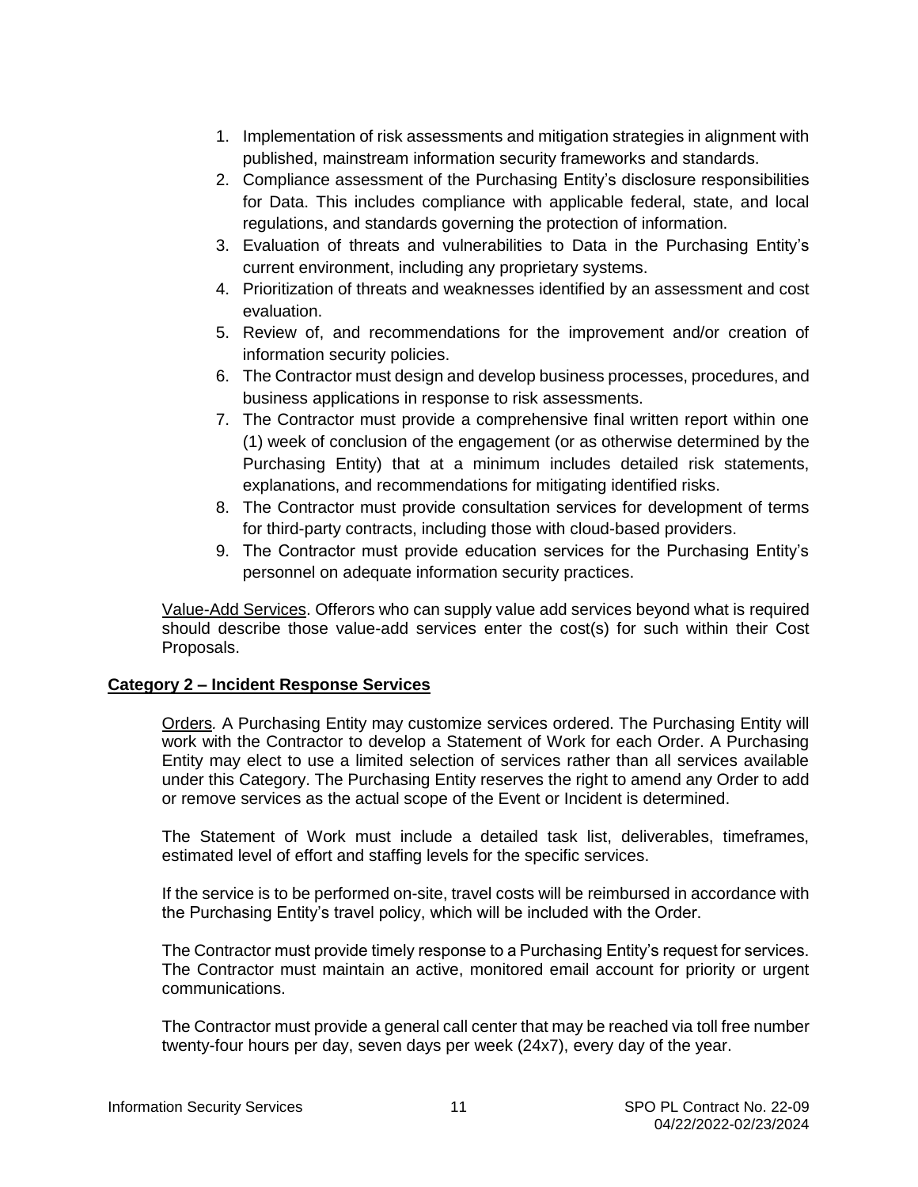1. Implementation of risk assessments and mitigation strategies in alignment with published, mainstream information security frameworks and standards.
2. Compliance assessment of the Purchasing Entity's disclosure responsibilities for Data. This includes compliance with applicable federal, state, and local regulations, and standards governing the protection of information.
3. Evaluation of threats and vulnerabilities to Data in the Purchasing Entity's current environment, including any proprietary systems.
4. Prioritization of threats and weaknesses identified by an assessment and cost evaluation.
5. Review of, and recommendations for the improvement and/or creation of information security policies.
6. The Contractor must design and develop business processes, procedures, and business applications in response to risk assessments.
7. The Contractor must provide a comprehensive final written report within one (1) week of conclusion of the engagement (or as otherwise determined by the Purchasing Entity) that at a minimum includes detailed risk statements, explanations, and recommendations for mitigating identified risks.
8. The Contractor must provide consultation services for development of terms for third-party contracts, including those with cloud-based providers.
9. The Contractor must provide education services for the Purchasing Entity's personnel on adequate information security practices.

Value-Add Services. Offerors who can supply value add services beyond what is required should describe those value-add services enter the cost(s) for such within their Cost Proposals.

**Category 2 – Incident Response Services**

Orders*.* A Purchasing Entity may customize services ordered. The Purchasing Entity will work with the Contractor to develop a Statement of Work for each Order. A Purchasing Entity may elect to use a limited selection of services rather than all services available under this Category. The Purchasing Entity reserves the right to amend any Order to add or remove services as the actual scope of the Event or Incident is determined.

The Statement of Work must include a detailed task list, deliverables, timeframes, estimated level of effort and staffing levels for the specific services.

If the service is to be performed on-site, travel costs will be reimbursed in accordance with the Purchasing Entity's travel policy, which will be included with the Order.

The Contractor must provide timely response to a Purchasing Entity's request for services. The Contractor must maintain an active, monitored email account for priority or urgent communications.

The Contractor must provide a general call center that may be reached via toll free number twenty-four hours per day, seven days per week (24x7), every day of the year.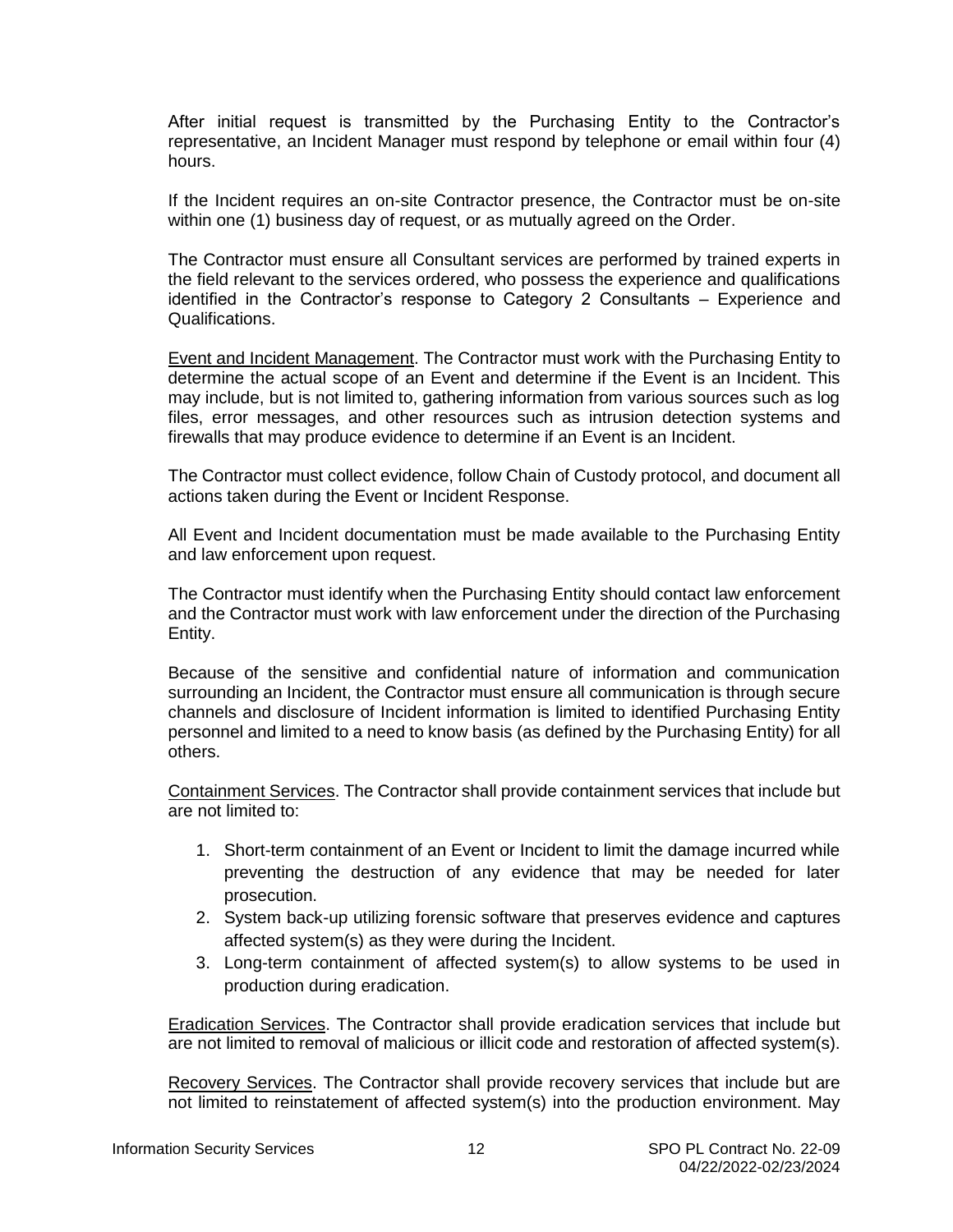After initial request is transmitted by the Purchasing Entity to the Contractor's representative, an Incident Manager must respond by telephone or email within four (4) hours.

If the Incident requires an on-site Contractor presence, the Contractor must be on-site within one (1) business day of request, or as mutually agreed on the Order.

The Contractor must ensure all Consultant services are performed by trained experts in the field relevant to the services ordered, who possess the experience and qualifications identified in the Contractor's response to Category 2 Consultants – Experience and Qualifications.

<u>Event and Incident Management</u>. The Contractor must work with the Purchasing Entity to determine the actual scope of an Event and determine if the Event is an Incident. This may include, but is not limited to, gathering information from various sources such as log files, error messages, and other resources such as intrusion detection systems and firewalls that may produce evidence to determine if an Event is an Incident.

The Contractor must collect evidence, follow Chain of Custody protocol, and document all actions taken during the Event or Incident Response.

All Event and Incident documentation must be made available to the Purchasing Entity and law enforcement upon request.

The Contractor must identify when the Purchasing Entity should contact law enforcement and the Contractor must work with law enforcement under the direction of the Purchasing Entity.

Because of the sensitive and confidential nature of information and communication surrounding an Incident, the Contractor must ensure all communication is through secure channels and disclosure of Incident information is limited to identified Purchasing Entity personnel and limited to a need to know basis (as defined by the Purchasing Entity) for all others.

<u>Containment Services</u>. The Contractor shall provide containment services that include but are not limited to:

1. Short-term containment of an Event or Incident to limit the damage incurred while preventing the destruction of any evidence that may be needed for later prosecution.
2. System back-up utilizing forensic software that preserves evidence and captures affected system(s) as they were during the Incident.
3. Long-term containment of affected system(s) to allow systems to be used in production during eradication.

<u>Eradication Services</u>. The Contractor shall provide eradication services that include but are not limited to removal of malicious or illicit code and restoration of affected system(s).

<u>Recovery Services</u>. The Contractor shall provide recovery services that include but are not limited to reinstatement of affected system(s) into the production environment. May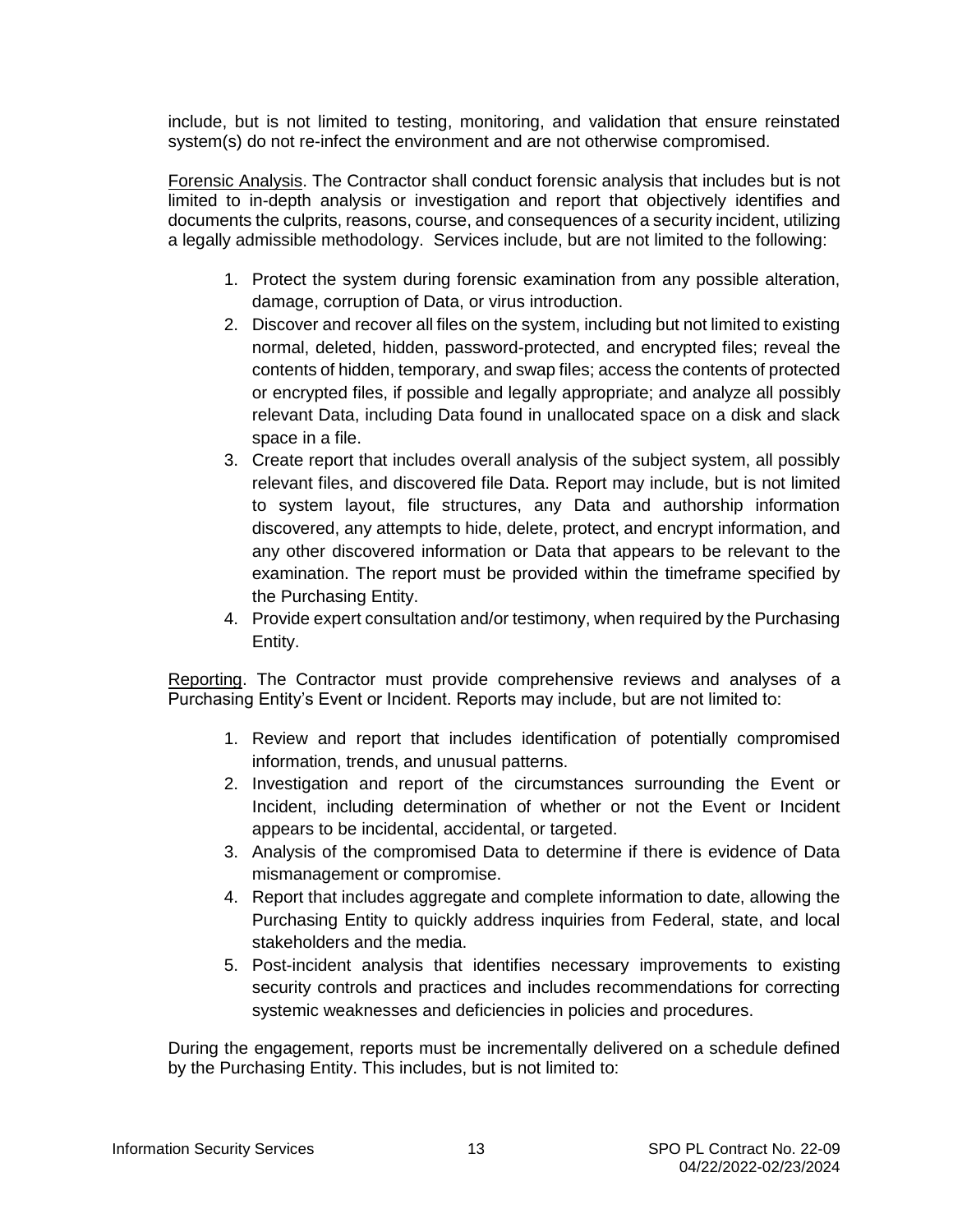include, but is not limited to testing, monitoring, and validation that ensure reinstated system(s) do not re-infect the environment and are not otherwise compromised.

Forensic Analysis. The Contractor shall conduct forensic analysis that includes but is not limited to in-depth analysis or investigation and report that objectively identifies and documents the culprits, reasons, course, and consequences of a security incident, utilizing a legally admissible methodology. Services include, but are not limited to the following:

1. Protect the system during forensic examination from any possible alteration, damage, corruption of Data, or virus introduction.
2. Discover and recover all files on the system, including but not limited to existing normal, deleted, hidden, password-protected, and encrypted files; reveal the contents of hidden, temporary, and swap files; access the contents of protected or encrypted files, if possible and legally appropriate; and analyze all possibly relevant Data, including Data found in unallocated space on a disk and slack space in a file.
3. Create report that includes overall analysis of the subject system, all possibly relevant files, and discovered file Data. Report may include, but is not limited to system layout, file structures, any Data and authorship information discovered, any attempts to hide, delete, protect, and encrypt information, and any other discovered information or Data that appears to be relevant to the examination. The report must be provided within the timeframe specified by the Purchasing Entity.
4. Provide expert consultation and/or testimony, when required by the Purchasing Entity.

Reporting. The Contractor must provide comprehensive reviews and analyses of a Purchasing Entity's Event or Incident. Reports may include, but are not limited to:

1. Review and report that includes identification of potentially compromised information, trends, and unusual patterns.
2. Investigation and report of the circumstances surrounding the Event or Incident, including determination of whether or not the Event or Incident appears to be incidental, accidental, or targeted.
3. Analysis of the compromised Data to determine if there is evidence of Data mismanagement or compromise.
4. Report that includes aggregate and complete information to date, allowing the Purchasing Entity to quickly address inquiries from Federal, state, and local stakeholders and the media.
5. Post-incident analysis that identifies necessary improvements to existing security controls and practices and includes recommendations for correcting systemic weaknesses and deficiencies in policies and procedures.

During the engagement, reports must be incrementally delivered on a schedule defined by the Purchasing Entity. This includes, but is not limited to: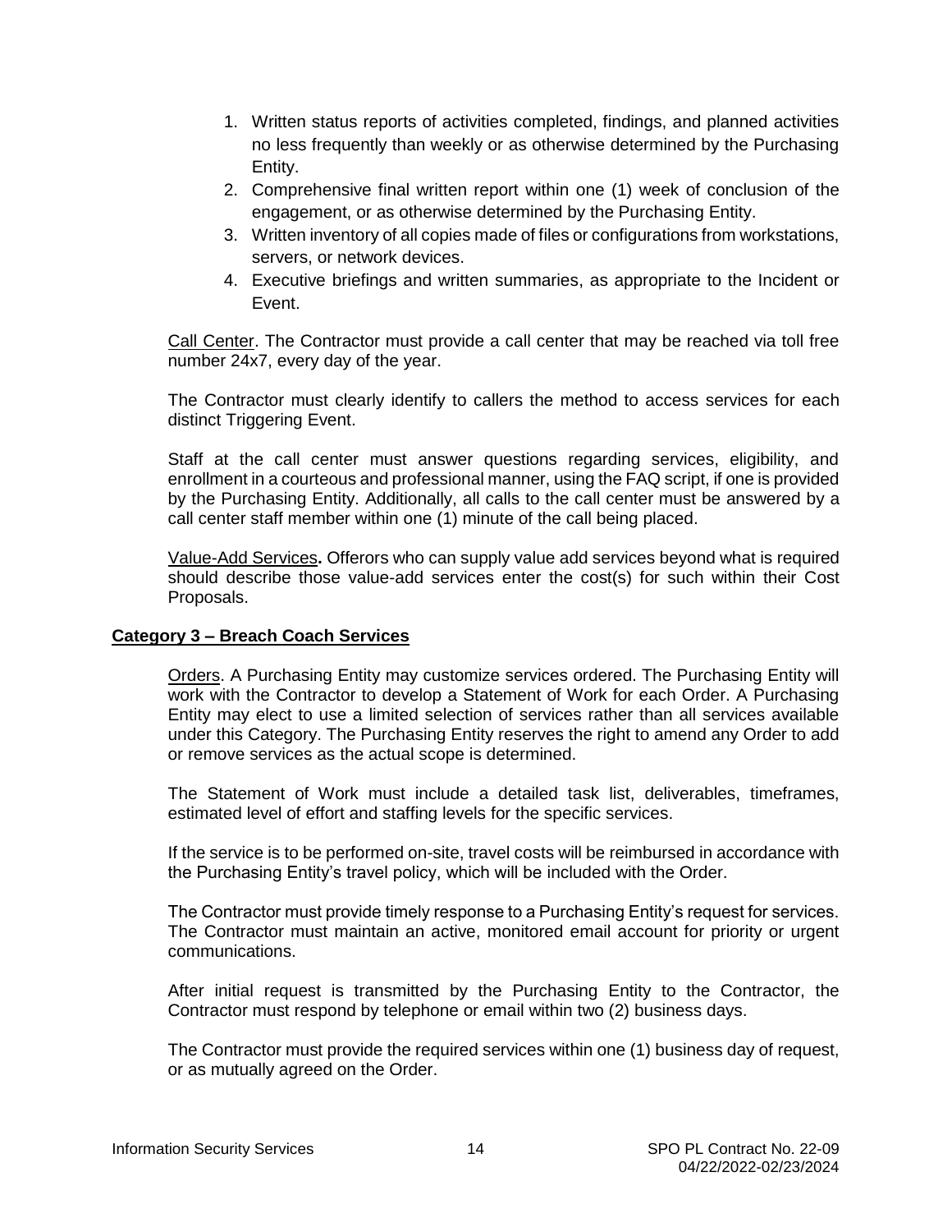1. Written status reports of activities completed, findings, and planned activities no less frequently than weekly or as otherwise determined by the Purchasing Entity.
2. Comprehensive final written report within one (1) week of conclusion of the engagement, or as otherwise determined by the Purchasing Entity.
3. Written inventory of all copies made of files or configurations from workstations, servers, or network devices.
4. Executive briefings and written summaries, as appropriate to the Incident or Event.

Call Center. The Contractor must provide a call center that may be reached via toll free number 24x7, every day of the year.

The Contractor must clearly identify to callers the method to access services for each distinct Triggering Event.

Staff at the call center must answer questions regarding services, eligibility, and enrollment in a courteous and professional manner, using the FAQ script, if one is provided by the Purchasing Entity. Additionally, all calls to the call center must be answered by a call center staff member within one (1) minute of the call being placed.

Value-Add Services**.** Offerors who can supply value add services beyond what is required should describe those value-add services enter the cost(s) for such within their Cost Proposals.

**Category 3 – Breach Coach Services**

Orders. A Purchasing Entity may customize services ordered. The Purchasing Entity will work with the Contractor to develop a Statement of Work for each Order. A Purchasing Entity may elect to use a limited selection of services rather than all services available under this Category. The Purchasing Entity reserves the right to amend any Order to add or remove services as the actual scope is determined.

The Statement of Work must include a detailed task list, deliverables, timeframes, estimated level of effort and staffing levels for the specific services.

If the service is to be performed on-site, travel costs will be reimbursed in accordance with the Purchasing Entity's travel policy, which will be included with the Order.

The Contractor must provide timely response to a Purchasing Entity's request for services. The Contractor must maintain an active, monitored email account for priority or urgent communications.

After initial request is transmitted by the Purchasing Entity to the Contractor, the Contractor must respond by telephone or email within two (2) business days.

The Contractor must provide the required services within one (1) business day of request, or as mutually agreed on the Order.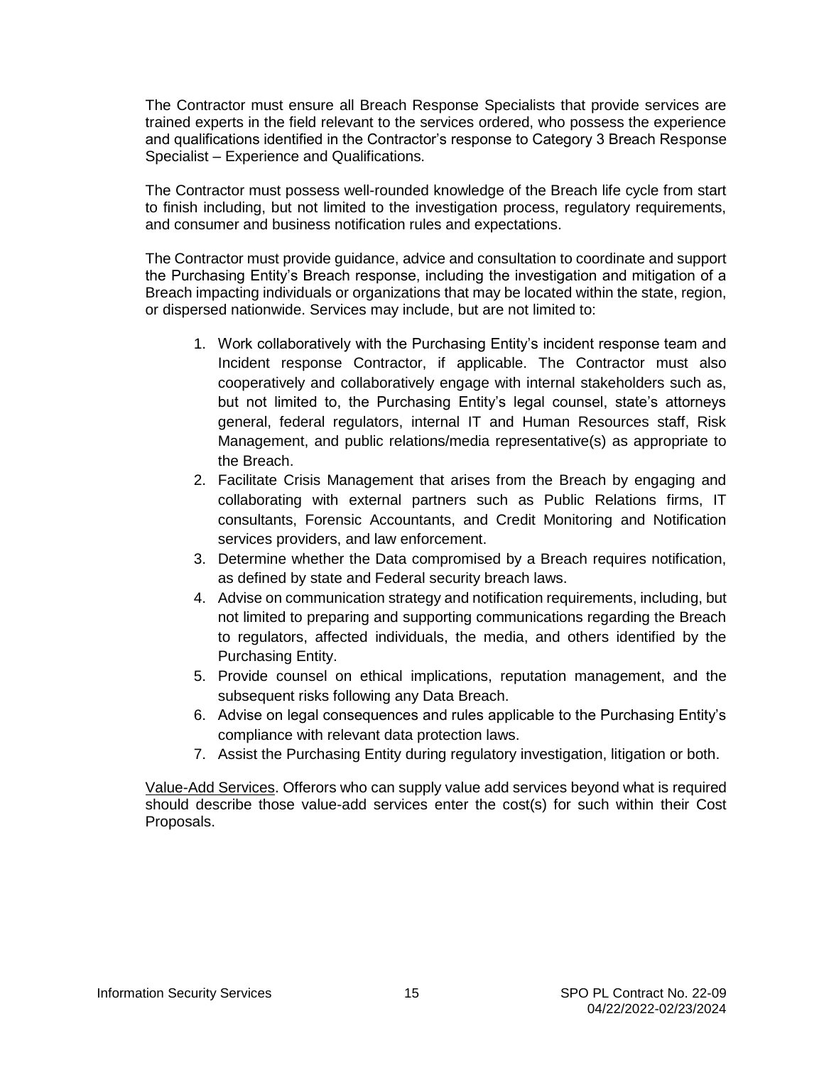The Contractor must ensure all Breach Response Specialists that provide services are trained experts in the field relevant to the services ordered, who possess the experience and qualifications identified in the Contractor's response to Category 3 Breach Response Specialist – Experience and Qualifications.

The Contractor must possess well-rounded knowledge of the Breach life cycle from start to finish including, but not limited to the investigation process, regulatory requirements, and consumer and business notification rules and expectations.

The Contractor must provide guidance, advice and consultation to coordinate and support the Purchasing Entity's Breach response, including the investigation and mitigation of a Breach impacting individuals or organizations that may be located within the state, region, or dispersed nationwide. Services may include, but are not limited to:

1. Work collaboratively with the Purchasing Entity's incident response team and Incident response Contractor, if applicable. The Contractor must also cooperatively and collaboratively engage with internal stakeholders such as, but not limited to, the Purchasing Entity's legal counsel, state's attorneys general, federal regulators, internal IT and Human Resources staff, Risk Management, and public relations/media representative(s) as appropriate to the Breach.
2. Facilitate Crisis Management that arises from the Breach by engaging and collaborating with external partners such as Public Relations firms, IT consultants, Forensic Accountants, and Credit Monitoring and Notification services providers, and law enforcement.
3. Determine whether the Data compromised by a Breach requires notification, as defined by state and Federal security breach laws.
4. Advise on communication strategy and notification requirements, including, but not limited to preparing and supporting communications regarding the Breach to regulators, affected individuals, the media, and others identified by the Purchasing Entity.
5. Provide counsel on ethical implications, reputation management, and the subsequent risks following any Data Breach.
6. Advise on legal consequences and rules applicable to the Purchasing Entity's compliance with relevant data protection laws.
7. Assist the Purchasing Entity during regulatory investigation, litigation or both.

<u>Value-Add Services</u>. Offerors who can supply value add services beyond what is required should describe those value-add services enter the cost(s) for such within their Cost Proposals.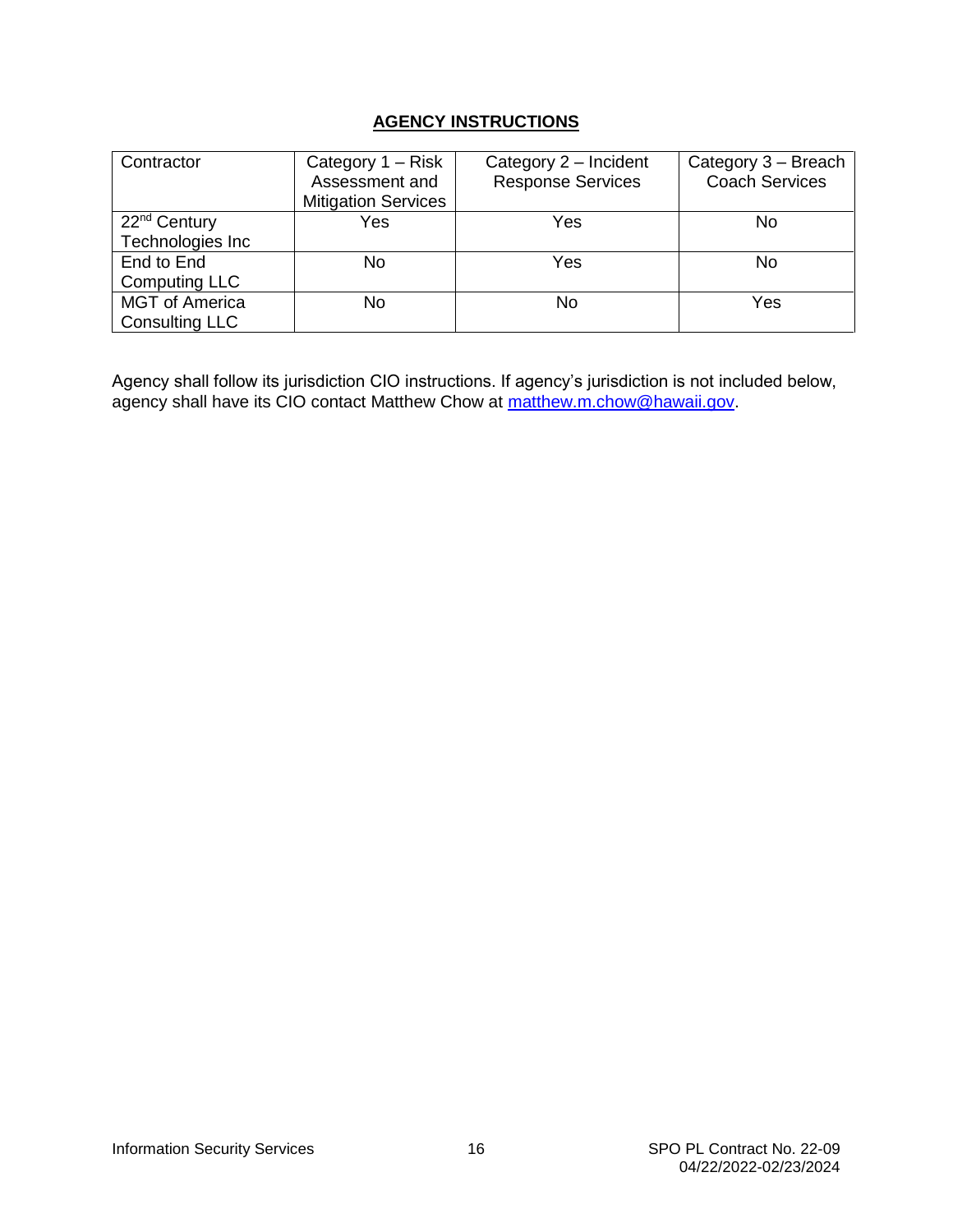## AGENCY INSTRUCTIONS

| Contractor | Category 1 – Risk Assessment and Mitigation Services | Category 2 – Incident Response Services | Category 3 – Breach Coach Services |
|---|---|---|---|
| 22nd Century Technologies Inc | Yes | Yes | No |
| End to End Computing LLC | No | Yes | No |
| MGT of America Consulting LLC | No | No | Yes |

Agency shall follow its jurisdiction CIO instructions. If agency's jurisdiction is not included below, agency shall have its CIO contact Matthew Chow at matthew.m.chow@hawaii.gov.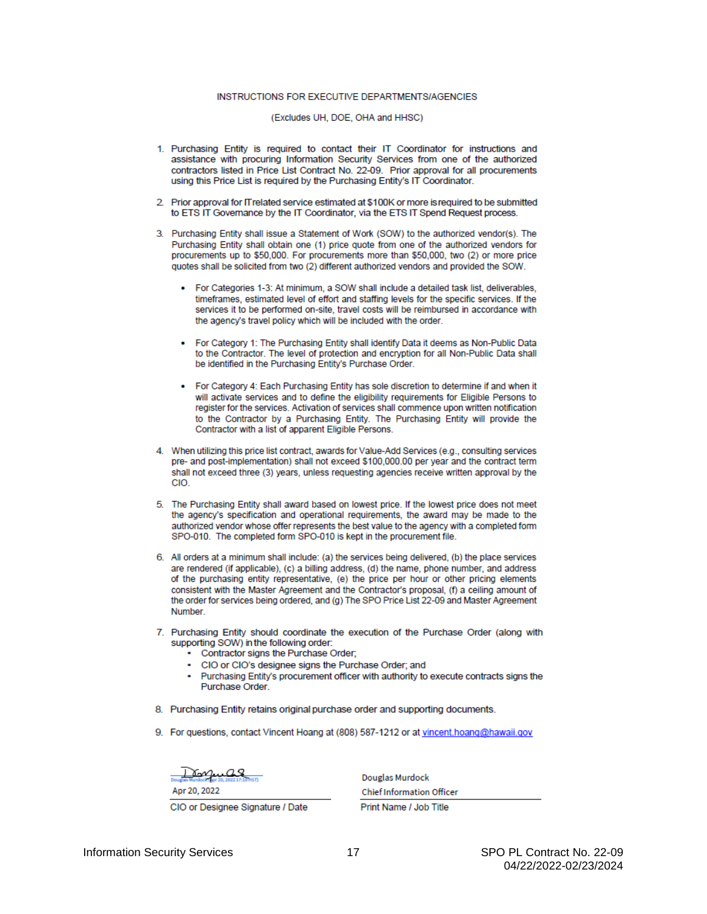INSTRUCTIONS FOR EXECUTIVE DEPARTMENTS/AGENCIES

(Excludes UH, DOE, OHA and HHSC)

1. Purchasing Entity is required to contact their IT Coordinator for instructions and assistance with procuring Information Security Services from one of the authorized contractors listed in Price List Contract No. 22-09. Prior approval for all procurements using this Price List is required by the Purchasing Entity's IT Coordinator.

2. Prior approval for IT related service estimated at $100K or more is required to be submitted to ETS IT Governance by the IT Coordinator, via the ETS IT Spend Request process.

3. Purchasing Entity shall issue a Statement of Work (SOW) to the authorized vendor(s). The Purchasing Entity shall obtain one (1) price quote from one of the authorized vendors for procurements up to $50,000. For procurements more than $50,000, two (2) or more price quotes shall be solicited from two (2) different authorized vendors and provided the SOW.

   - For Categories 1-3: At minimum, a SOW shall include a detailed task list, deliverables, timeframes, estimated level of effort and staffing levels for the specific services. If the services it to be performed on-site, travel costs will be reimbursed in accordance with the agency's travel policy which will be included with the order.
   - For Category 1: The Purchasing Entity shall identify Data it deems as Non-Public Data to the Contractor. The level of protection and encryption for all Non-Public Data shall be identified in the Purchasing Entity's Purchase Order.
   - For Category 4: Each Purchasing Entity has sole discretion to determine if and when it will activate services and to define the eligibility requirements for Eligible Persons to register for the services. Activation of services shall commence upon written notification to the Contractor by a Purchasing Entity. The Purchasing Entity will provide the Contractor with a list of apparent Eligible Persons.

4. When utilizing this price list contract, awards for Value-Add Services (e.g., consulting services pre- and post-implementation) shall not exceed $100,000.00 per year and the contract term shall not exceed three (3) years, unless requesting agencies receive written approval by the CIO.

5. The Purchasing Entity shall award based on lowest price. If the lowest price does not meet the agency's specification and operational requirements, the award may be made to the authorized vendor whose offer represents the best value to the agency with a completed form SPO-010. The completed form SPO-010 is kept in the procurement file.

6. All orders at a minimum shall include: (a) the services being delivered, (b) the place services are rendered (if applicable), (c) a billing address, (d) the name, phone number, and address of the purchasing entity representative, (e) the price per hour or other pricing elements consistent with the Master Agreement and the Contractor's proposal, (f) a ceiling amount of the order for services being ordered, and (g) The SPO Price List 22-09 and Master Agreement Number.

7. Purchasing Entity should coordinate the execution of the Purchase Order (along with supporting SOW) in the following order:
   - Contractor signs the Purchase Order;
   - CIO or CIO's designee signs the Purchase Order; and
   - Purchasing Entity's procurement officer with authority to execute contracts signs the Purchase Order.

8. Purchasing Entity retains original purchase order and supporting documents.

9. For questions, contact Vincent Hoang at (808) 587-1212 or at vincent.hoang@hawaii.gov

| Douglas Murdock (Apr 20, 2022 17:10 HST) Apr 20, 2022 | Douglas Murdock Chief Information Officer |
|---|---|
| CIO or Designee Signature / Date | Print Name / Job Title |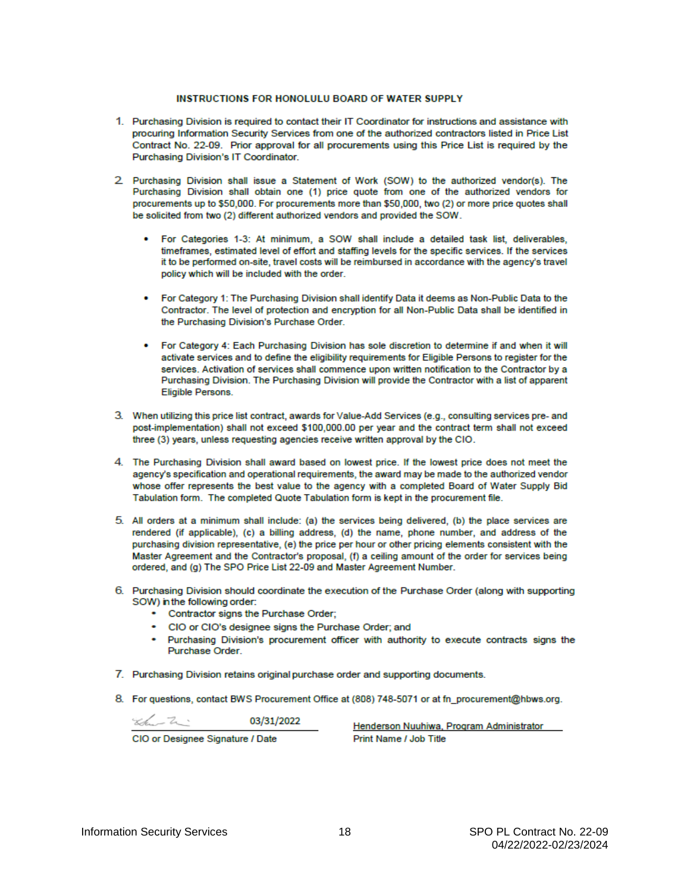# INSTRUCTIONS FOR HONOLULU BOARD OF WATER SUPPLY

1. Purchasing Division is required to contact their IT Coordinator for instructions and assistance with procuring Information Security Services from one of the authorized contractors listed in Price List Contract No. 22-09. Prior approval for all procurements using this Price List is required by the Purchasing Division's IT Coordinator.

2. Purchasing Division shall issue a Statement of Work (SOW) to the authorized vendor(s). The Purchasing Division shall obtain one (1) price quote from one of the authorized vendors for procurements up to $50,000. For procurements more than $50,000, two (2) or more price quotes shall be solicited from two (2) different authorized vendors and provided the SOW.

   - For Categories 1-3: At minimum, a SOW shall include a detailed task list, deliverables, timeframes, estimated level of effort and staffing levels for the specific services. If the services it to be performed on-site, travel costs will be reimbursed in accordance with the agency's travel policy which will be included with the order.

   - For Category 1: The Purchasing Division shall identify Data it deems as Non-Public Data to the Contractor. The level of protection and encryption for all Non-Public Data shall be identified in the Purchasing Division's Purchase Order.

   - For Category 4: Each Purchasing Division has sole discretion to determine if and when it will activate services and to define the eligibility requirements for Eligible Persons to register for the services. Activation of services shall commence upon written notification to the Contractor by a Purchasing Division. The Purchasing Division will provide the Contractor with a list of apparent Eligible Persons.

3. When utilizing this price list contract, awards for Value-Add Services (e.g., consulting services pre- and post-implementation) shall not exceed $100,000.00 per year and the contract term shall not exceed three (3) years, unless requesting agencies receive written approval by the CIO.

4. The Purchasing Division shall award based on lowest price. If the lowest price does not meet the agency's specification and operational requirements, the award may be made to the authorized vendor whose offer represents the best value to the agency with a completed Board of Water Supply Bid Tabulation form. The completed Quote Tabulation form is kept in the procurement file.

5. All orders at a minimum shall include: (a) the services being delivered, (b) the place services are rendered (if applicable), (c) a billing address, (d) the name, phone number, and address of the purchasing division representative, (e) the price per hour or other pricing elements consistent with the Master Agreement and the Contractor's proposal, (f) a ceiling amount of the order for services being ordered, and (g) The SPO Price List 22-09 and Master Agreement Number.

6. Purchasing Division should coordinate the execution of the Purchase Order (along with supporting SOW) in the following order:
   - Contractor signs the Purchase Order;
   - CIO or CIO's designee signs the Purchase Order; and
   - Purchasing Division's procurement officer with authority to execute contracts signs the Purchase Order.

7. Purchasing Division retains original purchase order and supporting documents.

8. For questions, contact BWS Procurement Office at (808) 748-5071 or at fn_procurement@hbws.org.

| [signature] 03/31/2022 | Henderson Nuuhiwa, Program Administrator |
|---|---|
| CIO or Designee Signature / Date | Print Name / Job Title |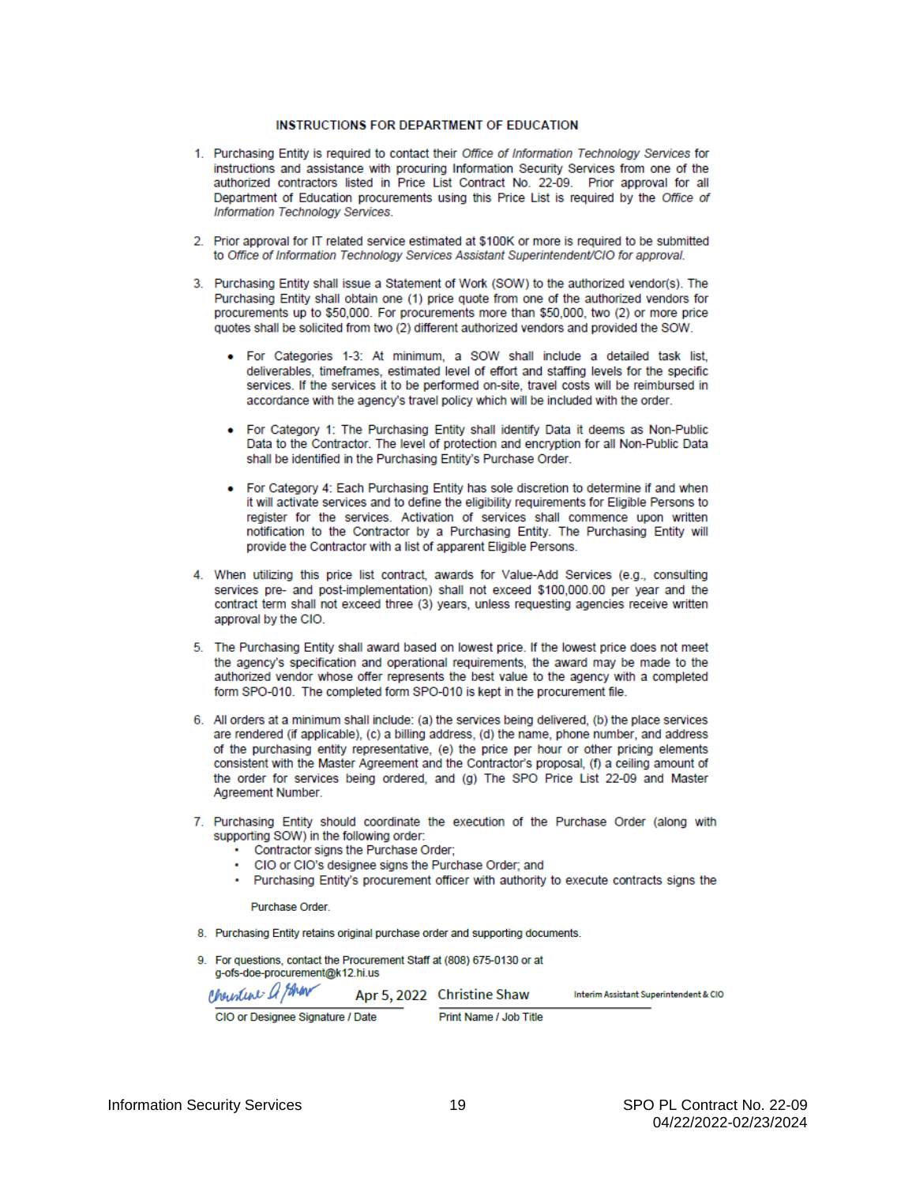## INSTRUCTIONS FOR DEPARTMENT OF EDUCATION

1. Purchasing Entity is required to contact their *Office of Information Technology Services* for instructions and assistance with procuring Information Security Services from one of the authorized contractors listed in Price List Contract No. 22-09. Prior approval for all Department of Education procurements using this Price List is required by the *Office of Information Technology Services.*

2. Prior approval for IT related service estimated at $100K or more is required to be submitted to *Office of Information Technology Services Assistant Superintendent/CIO for approval.*

3. Purchasing Entity shall issue a Statement of Work (SOW) to the authorized vendor(s). The Purchasing Entity shall obtain one (1) price quote from one of the authorized vendors for procurements up to $50,000. For procurements more than $50,000, two (2) or more price quotes shall be solicited from two (2) different authorized vendors and provided the SOW.

   - For Categories 1-3: At minimum, a SOW shall include a detailed task list, deliverables, timeframes, estimated level of effort and staffing levels for the specific services. If the services it to be performed on-site, travel costs will be reimbursed in accordance with the agency's travel policy which will be included with the order.
   - For Category 1: The Purchasing Entity shall identify Data it deems as Non-Public Data to the Contractor. The level of protection and encryption for all Non-Public Data shall be identified in the Purchasing Entity's Purchase Order.
   - For Category 4: Each Purchasing Entity has sole discretion to determine if and when it will activate services and to define the eligibility requirements for Eligible Persons to register for the services. Activation of services shall commence upon written notification to the Contractor by a Purchasing Entity. The Purchasing Entity will provide the Contractor with a list of apparent Eligible Persons.

4. When utilizing this price list contract, awards for Value-Add Services (e.g., consulting services pre- and post-implementation) shall not exceed $100,000.00 per year and the contract term shall not exceed three (3) years, unless requesting agencies receive written approval by the CIO.

5. The Purchasing Entity shall award based on lowest price. If the lowest price does not meet the agency's specification and operational requirements, the award may be made to the authorized vendor whose offer represents the best value to the agency with a completed form SPO-010. The completed form SPO-010 is kept in the procurement file.

6. All orders at a minimum shall include: (a) the services being delivered, (b) the place services are rendered (if applicable), (c) a billing address, (d) the name, phone number, and address of the purchasing entity representative, (e) the price per hour or other pricing elements consistent with the Master Agreement and the Contractor's proposal, (f) a ceiling amount of the order for services being ordered, and (g) The SPO Price List 22-09 and Master Agreement Number.

7. Purchasing Entity should coordinate the execution of the Purchase Order (along with supporting SOW) in the following order:
   - Contractor signs the Purchase Order;
   - CIO or CIO's designee signs the Purchase Order; and
   - Purchasing Entity's procurement officer with authority to execute contracts signs the Purchase Order.

8. Purchasing Entity retains original purchase order and supporting documents.

9. For questions, contact the Procurement Staff at (808) 675-0130 or at g-ofs-doe-procurement@k12.hi.us

Christine A Shaw &nbsp;&nbsp; Apr 5, 2022 &nbsp;&nbsp; Christine Shaw &nbsp;&nbsp; Interim Assistant Superintendent & CIO

CIO or Designee Signature / Date &nbsp;&nbsp;&nbsp;&nbsp; Print Name / Job Title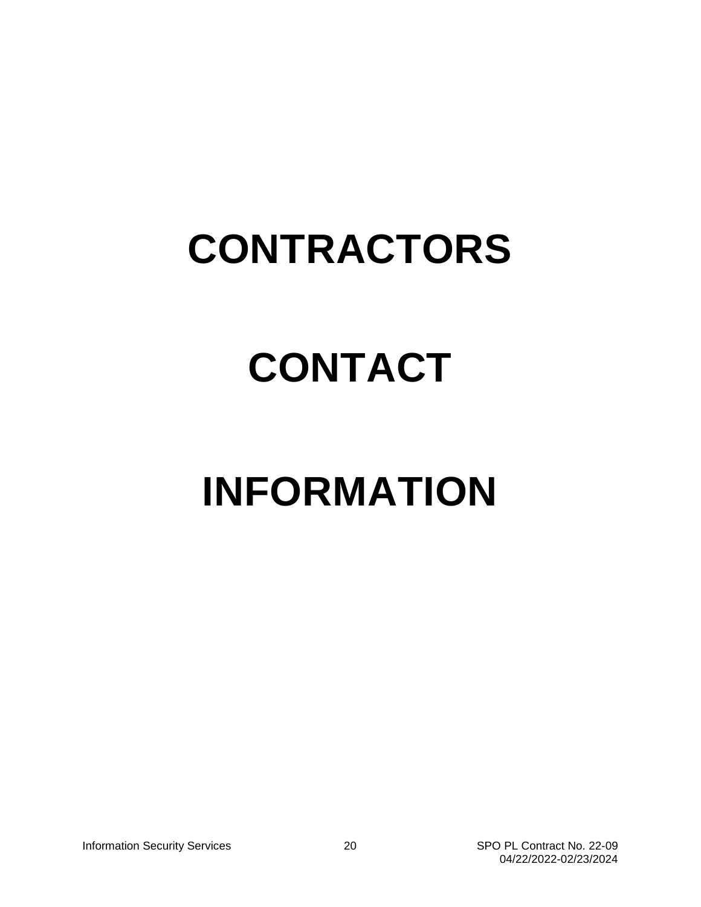# CONTRACTORS

# CONTACT

# INFORMATION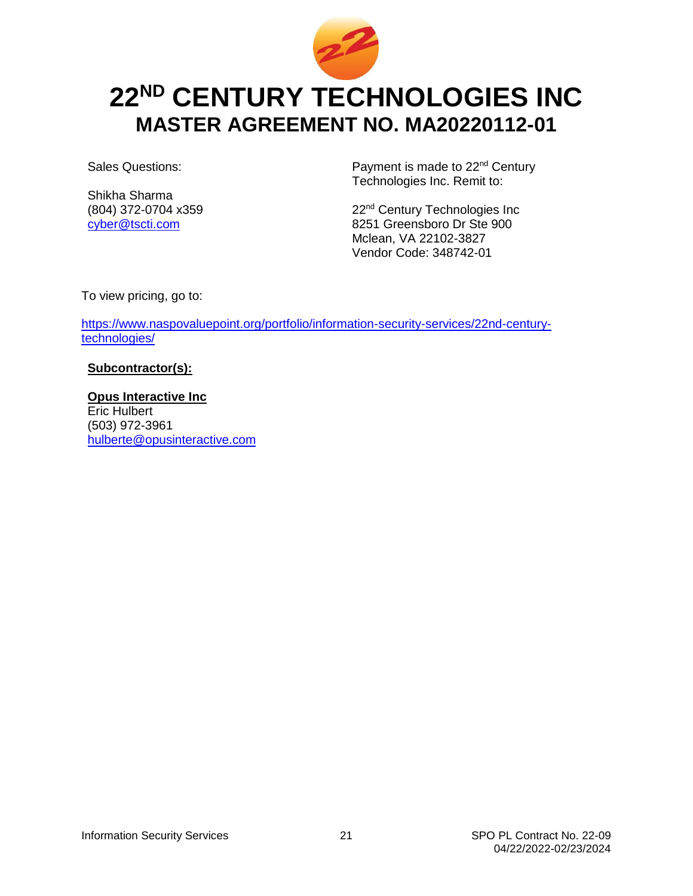# 22[ND] CENTURY TECHNOLOGIES INC

## MASTER AGREEMENT NO. MA20220112-01

Sales Questions:

Shikha Sharma
(804) 372-0704 x359
cyber@tscti.com

Payment is made to 22nd Century Technologies Inc. Remit to:

22nd Century Technologies Inc
8251 Greensboro Dr Ste 900
Mclean, VA 22102-3827
Vendor Code: 348742-01

To view pricing, go to:

https://www.naspovaluepoint.org/portfolio/information-security-services/22nd-century-technologies/

**Subcontractor(s):**

**Opus Interactive Inc**
Eric Hulbert
(503) 972-3961
hulberte@opusinteractive.com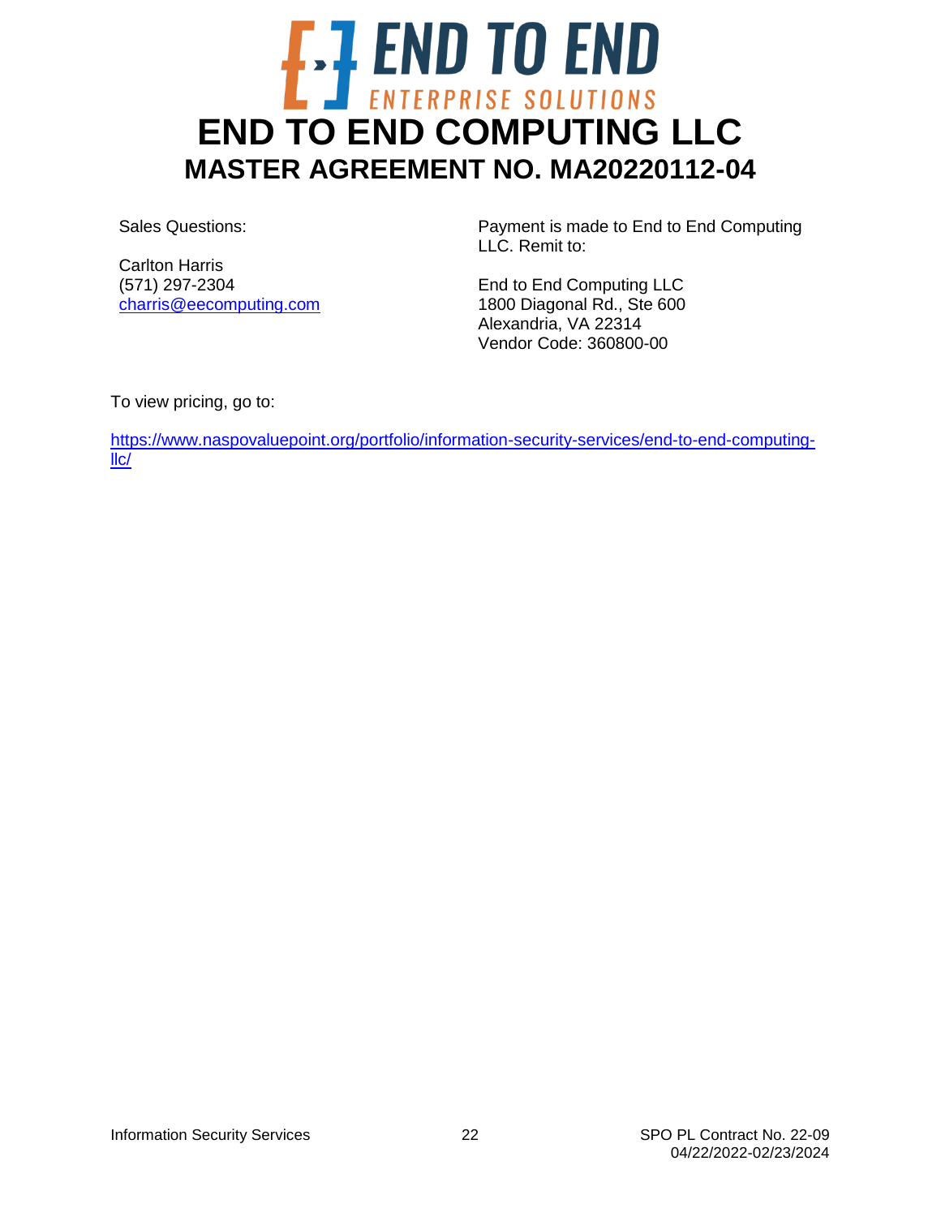# END TO END COMPUTING LLC

## MASTER AGREEMENT NO. MA20220112-04

Sales Questions:

Carlton Harris
(571) 297-2304
charris@eecomputing.com

Payment is made to End to End Computing LLC. Remit to:

End to End Computing LLC
1800 Diagonal Rd., Ste 600
Alexandria, VA 22314
Vendor Code: 360800-00

To view pricing, go to:

https://www.naspovaluepoint.org/portfolio/information-security-services/end-to-end-computing-llc/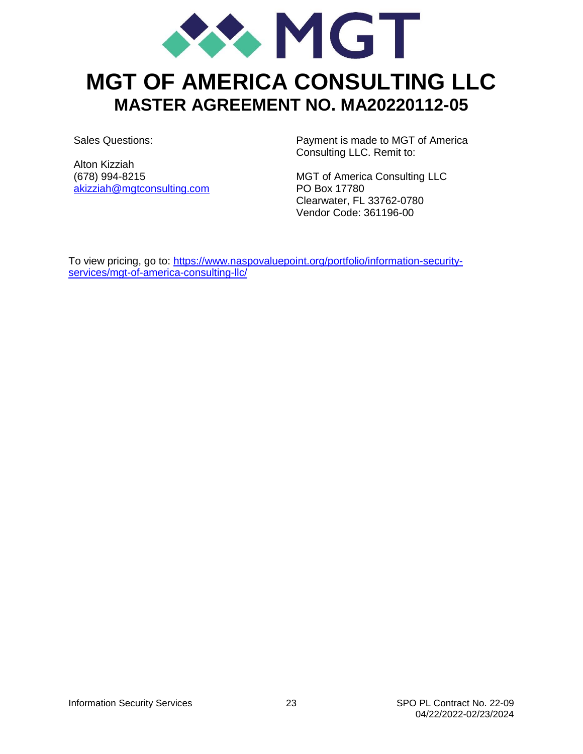# MGT OF AMERICA CONSULTING LLC

## MASTER AGREEMENT NO. MA20220112-05

Sales Questions:

Alton Kizziah
(678) 994-8215
akizziah@mgtconsulting.com

Payment is made to MGT of America Consulting LLC. Remit to:

MGT of America Consulting LLC
PO Box 17780
Clearwater, FL 33762-0780
Vendor Code: 361196-00

To view pricing, go to: https://www.naspovaluepoint.org/portfolio/information-security-services/mgt-of-america-consulting-llc/